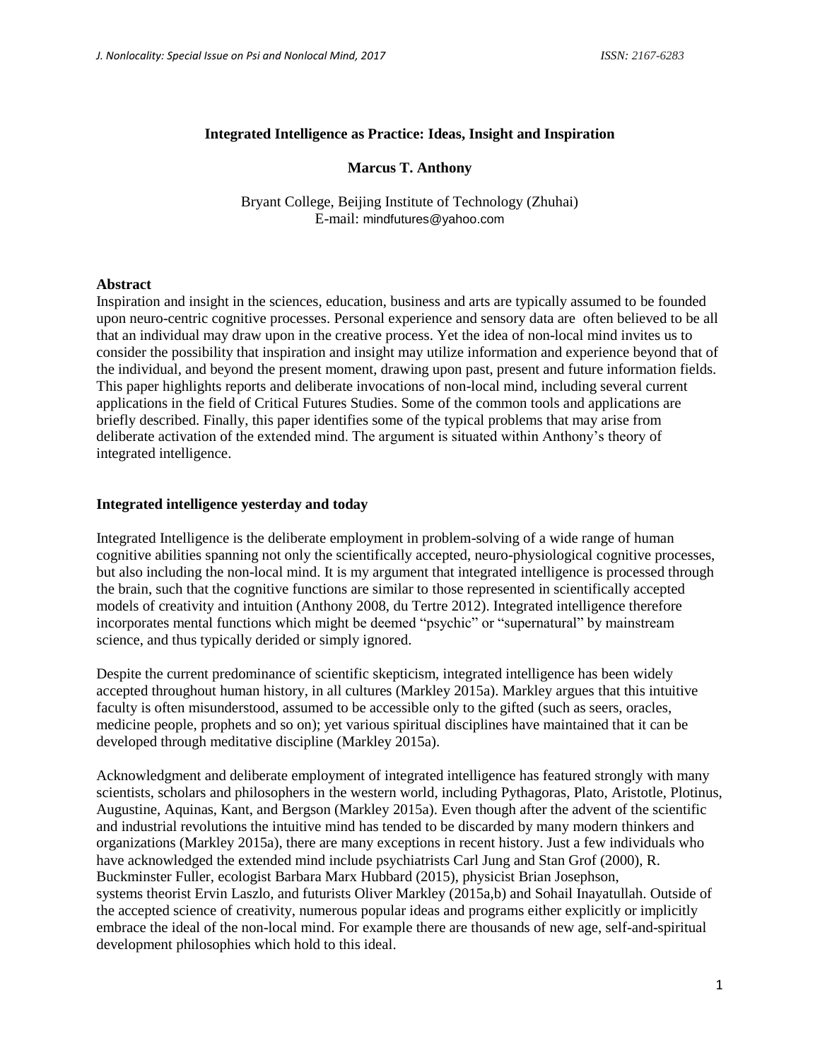# Integrated Intelligence as Practice: Ideas, Insight and Inspiration

**Marcus T. Anthony**

Bryant College, Beijing Institute of Technology (Zhuhai)
E-mail: mindfutures@yahoo.com

## Abstract

Inspiration and insight in the sciences, education, business and arts are typically assumed to be founded upon neuro-centric cognitive processes. Personal experience and sensory data are often believed to be all that an individual may draw upon in the creative process. Yet the idea of non-local mind invites us to consider the possibility that inspiration and insight may utilize information and experience beyond that of the individual, and beyond the present moment, drawing upon past, present and future information fields. This paper highlights reports and deliberate invocations of non-local mind, including several current applications in the field of Critical Futures Studies. Some of the common tools and applications are briefly described. Finally, this paper identifies some of the typical problems that may arise from deliberate activation of the extended mind. The argument is situated within Anthony's theory of integrated intelligence.

## Integrated intelligence yesterday and today

Integrated Intelligence is the deliberate employment in problem-solving of a wide range of human cognitive abilities spanning not only the scientifically accepted, neuro-physiological cognitive processes, but also including the non-local mind. It is my argument that integrated intelligence is processed through the brain, such that the cognitive functions are similar to those represented in scientifically accepted models of creativity and intuition (Anthony 2008, du Tertre 2012). Integrated intelligence therefore incorporates mental functions which might be deemed "psychic" or "supernatural" by mainstream science, and thus typically derided or simply ignored.

Despite the current predominance of scientific skepticism, integrated intelligence has been widely accepted throughout human history, in all cultures (Markley 2015a). Markley argues that this intuitive faculty is often misunderstood, assumed to be accessible only to the gifted (such as seers, oracles, medicine people, prophets and so on); yet various spiritual disciplines have maintained that it can be developed through meditative discipline (Markley 2015a).

Acknowledgment and deliberate employment of integrated intelligence has featured strongly with many scientists, scholars and philosophers in the western world, including Pythagoras, Plato, Aristotle, Plotinus, Augustine, Aquinas, Kant, and Bergson (Markley 2015a). Even though after the advent of the scientific and industrial revolutions the intuitive mind has tended to be discarded by many modern thinkers and organizations (Markley 2015a), there are many exceptions in recent history. Just a few individuals who have acknowledged the extended mind include psychiatrists Carl Jung and Stan Grof (2000), R. Buckminster Fuller, ecologist Barbara Marx Hubbard (2015), physicist Brian Josephson, systems theorist Ervin Laszlo, and futurists Oliver Markley (2015a,b) and Sohail Inayatullah. Outside of the accepted science of creativity, numerous popular ideas and programs either explicitly or implicitly embrace the ideal of the non-local mind. For example there are thousands of new age, self-and-spiritual development philosophies which hold to this ideal.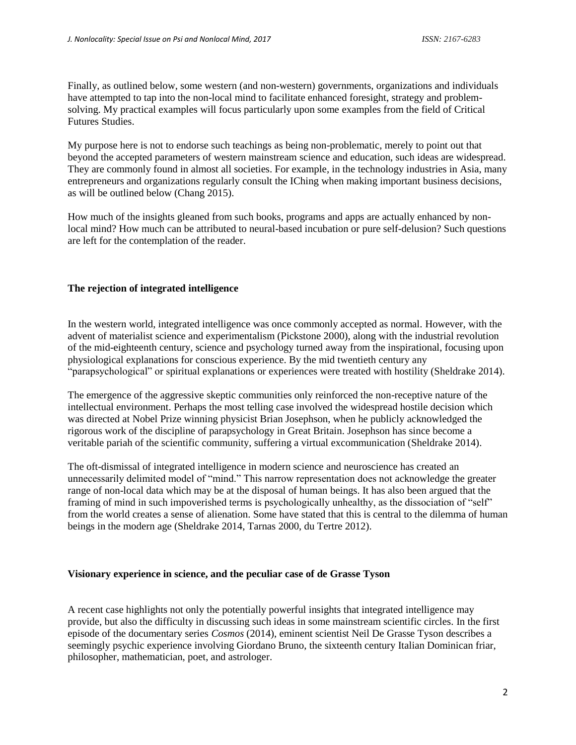Finally, as outlined below, some western (and non-western) governments, organizations and individuals have attempted to tap into the non-local mind to facilitate enhanced foresight, strategy and problem-solving. My practical examples will focus particularly upon some examples from the field of Critical Futures Studies.

My purpose here is not to endorse such teachings as being non-problematic, merely to point out that beyond the accepted parameters of western mainstream science and education, such ideas are widespread. They are commonly found in almost all societies. For example, in the technology industries in Asia, many entrepreneurs and organizations regularly consult the IChing when making important business decisions, as will be outlined below (Chang 2015).

How much of the insights gleaned from such books, programs and apps are actually enhanced by non-local mind? How much can be attributed to neural-based incubation or pure self-delusion? Such questions are left for the contemplation of the reader.

### The rejection of integrated intelligence

In the western world, integrated intelligence was once commonly accepted as normal. However, with the advent of materialist science and experimentalism (Pickstone 2000), along with the industrial revolution of the mid-eighteenth century, science and psychology turned away from the inspirational, focusing upon physiological explanations for conscious experience. By the mid twentieth century any "parapsychological" or spiritual explanations or experiences were treated with hostility (Sheldrake 2014).

The emergence of the aggressive skeptic communities only reinforced the non-receptive nature of the intellectual environment. Perhaps the most telling case involved the widespread hostile decision which was directed at Nobel Prize winning physicist Brian Josephson, when he publicly acknowledged the rigorous work of the discipline of parapsychology in Great Britain. Josephson has since become a veritable pariah of the scientific community, suffering a virtual excommunication (Sheldrake 2014).

The oft-dismissal of integrated intelligence in modern science and neuroscience has created an unnecessarily delimited model of "mind." This narrow representation does not acknowledge the greater range of non-local data which may be at the disposal of human beings. It has also been argued that the framing of mind in such impoverished terms is psychologically unhealthy, as the dissociation of "self" from the world creates a sense of alienation. Some have stated that this is central to the dilemma of human beings in the modern age (Sheldrake 2014, Tarnas 2000, du Tertre 2012).

### Visionary experience in science, and the peculiar case of de Grasse Tyson

A recent case highlights not only the potentially powerful insights that integrated intelligence may provide, but also the difficulty in discussing such ideas in some mainstream scientific circles. In the first episode of the documentary series *Cosmos* (2014), eminent scientist Neil De Grasse Tyson describes a seemingly psychic experience involving Giordano Bruno, the sixteenth century Italian Dominican friar, philosopher, mathematician, poet, and astrologer.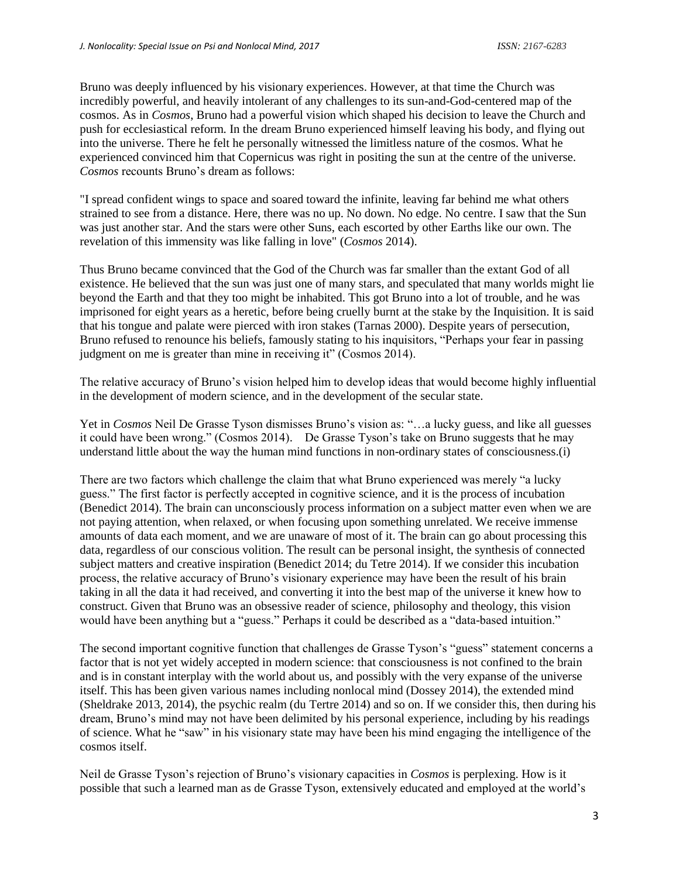Bruno was deeply influenced by his visionary experiences. However, at that time the Church was incredibly powerful, and heavily intolerant of any challenges to its sun-and-God-centered map of the cosmos. As in *Cosmos*, Bruno had a powerful vision which shaped his decision to leave the Church and push for ecclesiastical reform. In the dream Bruno experienced himself leaving his body, and flying out into the universe. There he felt he personally witnessed the limitless nature of the cosmos. What he experienced convinced him that Copernicus was right in positing the sun at the centre of the universe. *Cosmos* recounts Bruno's dream as follows:

"I spread confident wings to space and soared toward the infinite, leaving far behind me what others strained to see from a distance. Here, there was no up. No down. No edge. No centre. I saw that the Sun was just another star. And the stars were other Suns, each escorted by other Earths like our own. The revelation of this immensity was like falling in love" (*Cosmos* 2014).

Thus Bruno became convinced that the God of the Church was far smaller than the extant God of all existence. He believed that the sun was just one of many stars, and speculated that many worlds might lie beyond the Earth and that they too might be inhabited. This got Bruno into a lot of trouble, and he was imprisoned for eight years as a heretic, before being cruelly burnt at the stake by the Inquisition. It is said that his tongue and palate were pierced with iron stakes (Tarnas 2000). Despite years of persecution, Bruno refused to renounce his beliefs, famously stating to his inquisitors, "Perhaps your fear in passing judgment on me is greater than mine in receiving it" (Cosmos 2014).

The relative accuracy of Bruno's vision helped him to develop ideas that would become highly influential in the development of modern science, and in the development of the secular state.

Yet in *Cosmos* Neil De Grasse Tyson dismisses Bruno's vision as: "…a lucky guess, and like all guesses it could have been wrong." (Cosmos 2014). De Grasse Tyson's take on Bruno suggests that he may understand little about the way the human mind functions in non-ordinary states of consciousness.(i)

There are two factors which challenge the claim that what Bruno experienced was merely "a lucky guess." The first factor is perfectly accepted in cognitive science, and it is the process of incubation (Benedict 2014). The brain can unconsciously process information on a subject matter even when we are not paying attention, when relaxed, or when focusing upon something unrelated. We receive immense amounts of data each moment, and we are unaware of most of it. The brain can go about processing this data, regardless of our conscious volition. The result can be personal insight, the synthesis of connected subject matters and creative inspiration (Benedict 2014; du Tetre 2014). If we consider this incubation process, the relative accuracy of Bruno's visionary experience may have been the result of his brain taking in all the data it had received, and converting it into the best map of the universe it knew how to construct. Given that Bruno was an obsessive reader of science, philosophy and theology, this vision would have been anything but a "guess." Perhaps it could be described as a "data-based intuition."

The second important cognitive function that challenges de Grasse Tyson's "guess" statement concerns a factor that is not yet widely accepted in modern science: that consciousness is not confined to the brain and is in constant interplay with the world about us, and possibly with the very expanse of the universe itself. This has been given various names including nonlocal mind (Dossey 2014), the extended mind (Sheldrake 2013, 2014), the psychic realm (du Tertre 2014) and so on. If we consider this, then during his dream, Bruno's mind may not have been delimited by his personal experience, including by his readings of science. What he "saw" in his visionary state may have been his mind engaging the intelligence of the cosmos itself.

Neil de Grasse Tyson's rejection of Bruno's visionary capacities in *Cosmos* is perplexing. How is it possible that such a learned man as de Grasse Tyson, extensively educated and employed at the world's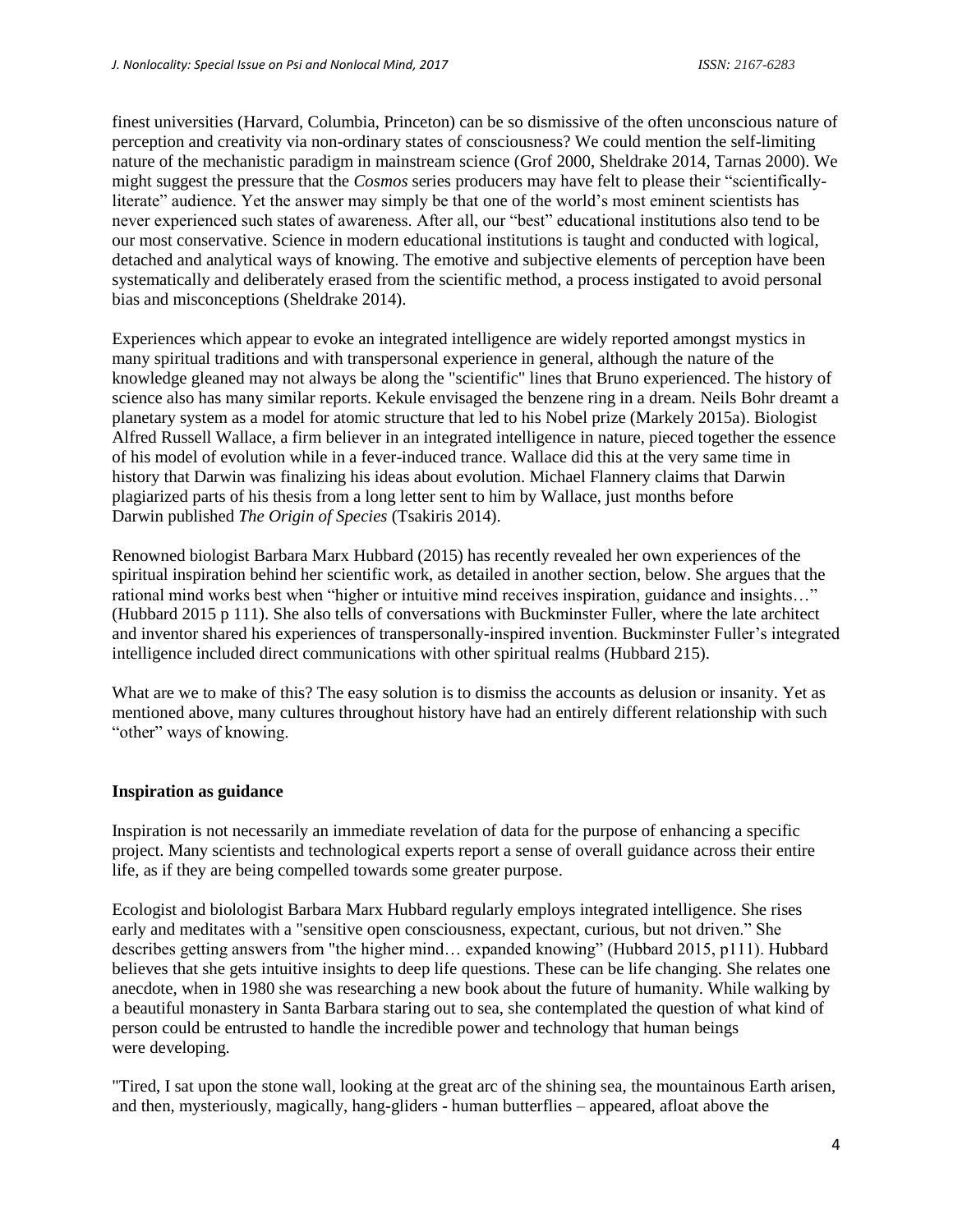finest universities (Harvard, Columbia, Princeton) can be so dismissive of the often unconscious nature of perception and creativity via non-ordinary states of consciousness? We could mention the self-limiting nature of the mechanistic paradigm in mainstream science (Grof 2000, Sheldrake 2014, Tarnas 2000). We might suggest the pressure that the *Cosmos* series producers may have felt to please their "scientifically-literate" audience. Yet the answer may simply be that one of the world's most eminent scientists has never experienced such states of awareness. After all, our "best" educational institutions also tend to be our most conservative. Science in modern educational institutions is taught and conducted with logical, detached and analytical ways of knowing. The emotive and subjective elements of perception have been systematically and deliberately erased from the scientific method, a process instigated to avoid personal bias and misconceptions (Sheldrake 2014).

Experiences which appear to evoke an integrated intelligence are widely reported amongst mystics in many spiritual traditions and with transpersonal experience in general, although the nature of the knowledge gleaned may not always be along the "scientific" lines that Bruno experienced. The history of science also has many similar reports. Kekule envisaged the benzene ring in a dream. Neils Bohr dreamt a planetary system as a model for atomic structure that led to his Nobel prize (Markely 2015a). Biologist Alfred Russell Wallace, a firm believer in an integrated intelligence in nature, pieced together the essence of his model of evolution while in a fever-induced trance. Wallace did this at the very same time in history that Darwin was finalizing his ideas about evolution. Michael Flannery claims that Darwin plagiarized parts of his thesis from a long letter sent to him by Wallace, just months before Darwin published *The Origin of Species* (Tsakiris 2014).

Renowned biologist Barbara Marx Hubbard (2015) has recently revealed her own experiences of the spiritual inspiration behind her scientific work, as detailed in another section, below. She argues that the rational mind works best when "higher or intuitive mind receives inspiration, guidance and insights…" (Hubbard 2015 p 111). She also tells of conversations with Buckminster Fuller, where the late architect and inventor shared his experiences of transpersonally-inspired invention. Buckminster Fuller's integrated intelligence included direct communications with other spiritual realms (Hubbard 215).

What are we to make of this? The easy solution is to dismiss the accounts as delusion or insanity. Yet as mentioned above, many cultures throughout history have had an entirely different relationship with such "other" ways of knowing.

**Inspiration as guidance**

Inspiration is not necessarily an immediate revelation of data for the purpose of enhancing a specific project. Many scientists and technological experts report a sense of overall guidance across their entire life, as if they are being compelled towards some greater purpose.

Ecologist and biolologist Barbara Marx Hubbard regularly employs integrated intelligence. She rises early and meditates with a "sensitive open consciousness, expectant, curious, but not driven." She describes getting answers from "the higher mind… expanded knowing" (Hubbard 2015, p111). Hubbard believes that she gets intuitive insights to deep life questions. These can be life changing. She relates one anecdote, when in 1980 she was researching a new book about the future of humanity. While walking by a beautiful monastery in Santa Barbara staring out to sea, she contemplated the question of what kind of person could be entrusted to handle the incredible power and technology that human beings were developing.

"Tired, I sat upon the stone wall, looking at the great arc of the shining sea, the mountainous Earth arisen, and then, mysteriously, magically, hang-gliders - human butterflies – appeared, afloat above the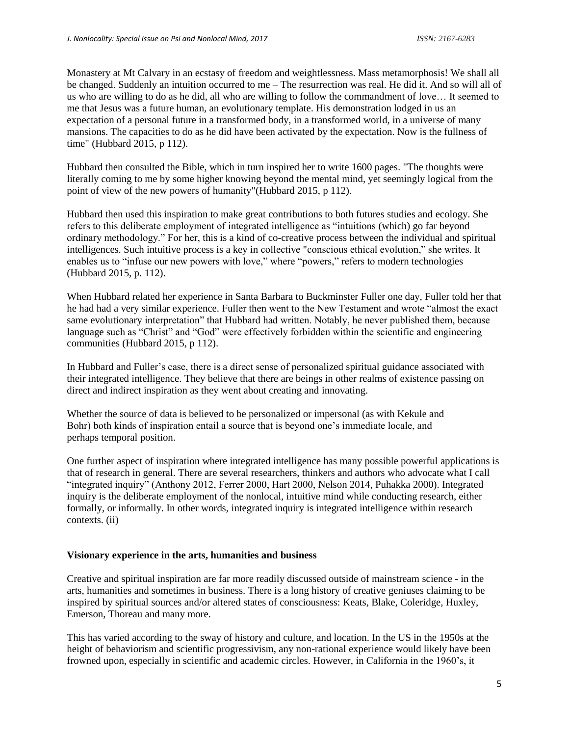Monastery at Mt Calvary in an ecstasy of freedom and weightlessness. Mass metamorphosis! We shall all be changed. Suddenly an intuition occurred to me – The resurrection was real. He did it. And so will all of us who are willing to do as he did, all who are willing to follow the commandment of love… It seemed to me that Jesus was a future human, an evolutionary template. His demonstration lodged in us an expectation of a personal future in a transformed body, in a transformed world, in a universe of many mansions. The capacities to do as he did have been activated by the expectation. Now is the fullness of time" (Hubbard 2015, p 112).

Hubbard then consulted the Bible, which in turn inspired her to write 1600 pages. "The thoughts were literally coming to me by some higher knowing beyond the mental mind, yet seemingly logical from the point of view of the new powers of humanity"(Hubbard 2015, p 112).

Hubbard then used this inspiration to make great contributions to both futures studies and ecology. She refers to this deliberate employment of integrated intelligence as "intuitions (which) go far beyond ordinary methodology." For her, this is a kind of co-creative process between the individual and spiritual intelligences. Such intuitive process is a key in collective "conscious ethical evolution," she writes. It enables us to "infuse our new powers with love," where "powers," refers to modern technologies (Hubbard 2015, p. 112).

When Hubbard related her experience in Santa Barbara to Buckminster Fuller one day, Fuller told her that he had had a very similar experience. Fuller then went to the New Testament and wrote "almost the exact same evolutionary interpretation" that Hubbard had written. Notably, he never published them, because language such as "Christ" and "God" were effectively forbidden within the scientific and engineering communities (Hubbard 2015, p 112).

In Hubbard and Fuller's case, there is a direct sense of personalized spiritual guidance associated with their integrated intelligence. They believe that there are beings in other realms of existence passing on direct and indirect inspiration as they went about creating and innovating.

Whether the source of data is believed to be personalized or impersonal (as with Kekule and Bohr) both kinds of inspiration entail a source that is beyond one's immediate locale, and perhaps temporal position.

One further aspect of inspiration where integrated intelligence has many possible powerful applications is that of research in general. There are several researchers, thinkers and authors who advocate what I call "integrated inquiry" (Anthony 2012, Ferrer 2000, Hart 2000, Nelson 2014, Puhakka 2000). Integrated inquiry is the deliberate employment of the nonlocal, intuitive mind while conducting research, either formally, or informally. In other words, integrated inquiry is integrated intelligence within research contexts. (ii)

**Visionary experience in the arts, humanities and business**

Creative and spiritual inspiration are far more readily discussed outside of mainstream science - in the arts, humanities and sometimes in business. There is a long history of creative geniuses claiming to be inspired by spiritual sources and/or altered states of consciousness: Keats, Blake, Coleridge, Huxley, Emerson, Thoreau and many more.

This has varied according to the sway of history and culture, and location. In the US in the 1950s at the height of behaviorism and scientific progressivism, any non-rational experience would likely have been frowned upon, especially in scientific and academic circles. However, in California in the 1960's, it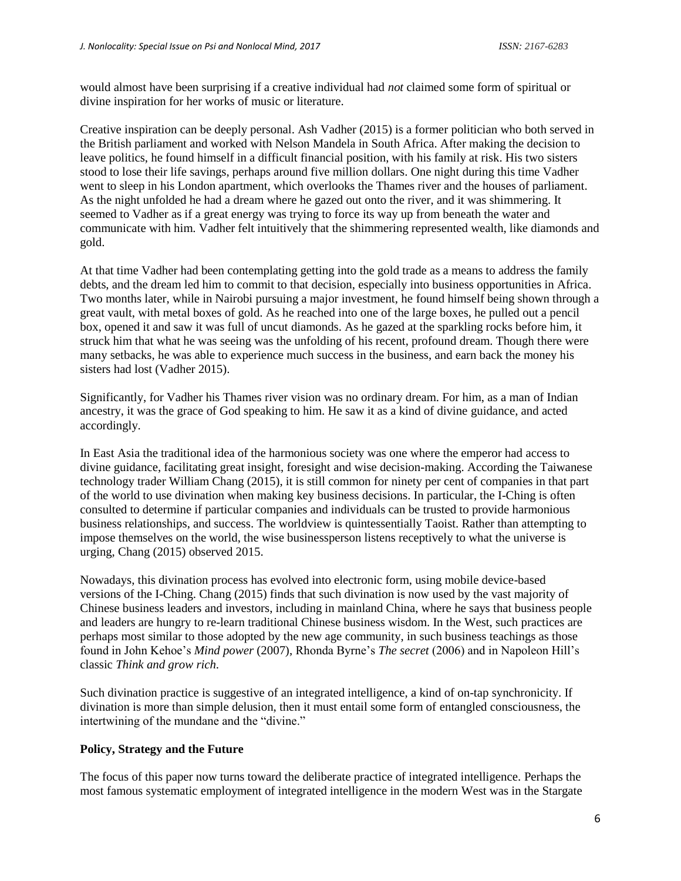would almost have been surprising if a creative individual had *not* claimed some form of spiritual or divine inspiration for her works of music or literature.

Creative inspiration can be deeply personal. Ash Vadher (2015) is a former politician who both served in the British parliament and worked with Nelson Mandela in South Africa. After making the decision to leave politics, he found himself in a difficult financial position, with his family at risk. His two sisters stood to lose their life savings, perhaps around five million dollars. One night during this time Vadher went to sleep in his London apartment, which overlooks the Thames river and the houses of parliament. As the night unfolded he had a dream where he gazed out onto the river, and it was shimmering. It seemed to Vadher as if a great energy was trying to force its way up from beneath the water and communicate with him. Vadher felt intuitively that the shimmering represented wealth, like diamonds and gold.

At that time Vadher had been contemplating getting into the gold trade as a means to address the family debts, and the dream led him to commit to that decision, especially into business opportunities in Africa. Two months later, while in Nairobi pursuing a major investment, he found himself being shown through a great vault, with metal boxes of gold. As he reached into one of the large boxes, he pulled out a pencil box, opened it and saw it was full of uncut diamonds. As he gazed at the sparkling rocks before him, it struck him that what he was seeing was the unfolding of his recent, profound dream. Though there were many setbacks, he was able to experience much success in the business, and earn back the money his sisters had lost (Vadher 2015).

Significantly, for Vadher his Thames river vision was no ordinary dream. For him, as a man of Indian ancestry, it was the grace of God speaking to him. He saw it as a kind of divine guidance, and acted accordingly.

In East Asia the traditional idea of the harmonious society was one where the emperor had access to divine guidance, facilitating great insight, foresight and wise decision-making. According the Taiwanese technology trader William Chang (2015), it is still common for ninety per cent of companies in that part of the world to use divination when making key business decisions. In particular, the I-Ching is often consulted to determine if particular companies and individuals can be trusted to provide harmonious business relationships, and success. The worldview is quintessentially Taoist. Rather than attempting to impose themselves on the world, the wise businessperson listens receptively to what the universe is urging, Chang (2015) observed 2015.

Nowadays, this divination process has evolved into electronic form, using mobile device-based versions of the I-Ching. Chang (2015) finds that such divination is now used by the vast majority of Chinese business leaders and investors, including in mainland China, where he says that business people and leaders are hungry to re-learn traditional Chinese business wisdom. In the West, such practices are perhaps most similar to those adopted by the new age community, in such business teachings as those found in John Kehoe's *Mind power* (2007), Rhonda Byrne's *The secret* (2006) and in Napoleon Hill's classic *Think and grow rich.*

Such divination practice is suggestive of an integrated intelligence, a kind of on-tap synchronicity. If divination is more than simple delusion, then it must entail some form of entangled consciousness, the intertwining of the mundane and the "divine."

**Policy, Strategy and the Future**

The focus of this paper now turns toward the deliberate practice of integrated intelligence. Perhaps the most famous systematic employment of integrated intelligence in the modern West was in the Stargate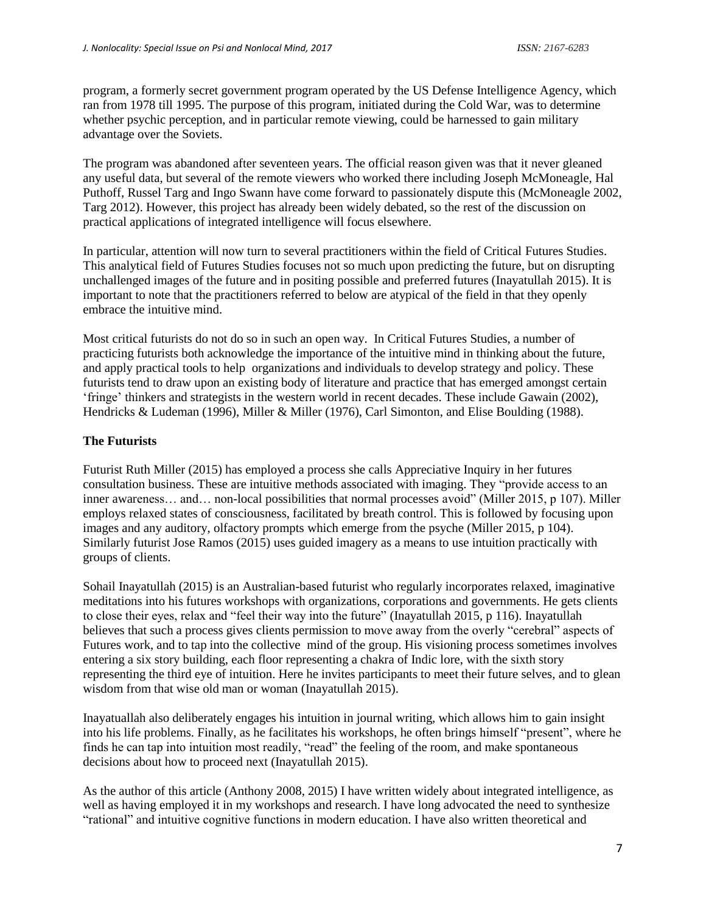program, a formerly secret government program operated by the US Defense Intelligence Agency, which ran from 1978 till 1995. The purpose of this program, initiated during the Cold War, was to determine whether psychic perception, and in particular remote viewing, could be harnessed to gain military advantage over the Soviets.

The program was abandoned after seventeen years. The official reason given was that it never gleaned any useful data, but several of the remote viewers who worked there including Joseph McMoneagle, Hal Puthoff, Russel Targ and Ingo Swann have come forward to passionately dispute this (McMoneagle 2002, Targ 2012). However, this project has already been widely debated, so the rest of the discussion on practical applications of integrated intelligence will focus elsewhere.

In particular, attention will now turn to several practitioners within the field of Critical Futures Studies. This analytical field of Futures Studies focuses not so much upon predicting the future, but on disrupting unchallenged images of the future and in positing possible and preferred futures (Inayatullah 2015). It is important to note that the practitioners referred to below are atypical of the field in that they openly embrace the intuitive mind.

Most critical futurists do not do so in such an open way. In Critical Futures Studies, a number of practicing futurists both acknowledge the importance of the intuitive mind in thinking about the future, and apply practical tools to help organizations and individuals to develop strategy and policy. These futurists tend to draw upon an existing body of literature and practice that has emerged amongst certain 'fringe' thinkers and strategists in the western world in recent decades. These include Gawain (2002), Hendricks & Ludeman (1996), Miller & Miller (1976), Carl Simonton, and Elise Boulding (1988).

### The Futurists

Futurist Ruth Miller (2015) has employed a process she calls Appreciative Inquiry in her futures consultation business. These are intuitive methods associated with imaging. They "provide access to an inner awareness… and… non-local possibilities that normal processes avoid" (Miller 2015, p 107). Miller employs relaxed states of consciousness, facilitated by breath control. This is followed by focusing upon images and any auditory, olfactory prompts which emerge from the psyche (Miller 2015, p 104). Similarly futurist Jose Ramos (2015) uses guided imagery as a means to use intuition practically with groups of clients.

Sohail Inayatullah (2015) is an Australian-based futurist who regularly incorporates relaxed, imaginative meditations into his futures workshops with organizations, corporations and governments. He gets clients to close their eyes, relax and "feel their way into the future" (Inayatullah 2015, p 116). Inayatullah believes that such a process gives clients permission to move away from the overly "cerebral" aspects of Futures work, and to tap into the collective mind of the group. His visioning process sometimes involves entering a six story building, each floor representing a chakra of Indic lore, with the sixth story representing the third eye of intuition. Here he invites participants to meet their future selves, and to glean wisdom from that wise old man or woman (Inayatullah 2015).

Inayatuallah also deliberately engages his intuition in journal writing, which allows him to gain insight into his life problems. Finally, as he facilitates his workshops, he often brings himself "present", where he finds he can tap into intuition most readily, "read" the feeling of the room, and make spontaneous decisions about how to proceed next (Inayatullah 2015).

As the author of this article (Anthony 2008, 2015) I have written widely about integrated intelligence, as well as having employed it in my workshops and research. I have long advocated the need to synthesize "rational" and intuitive cognitive functions in modern education. I have also written theoretical and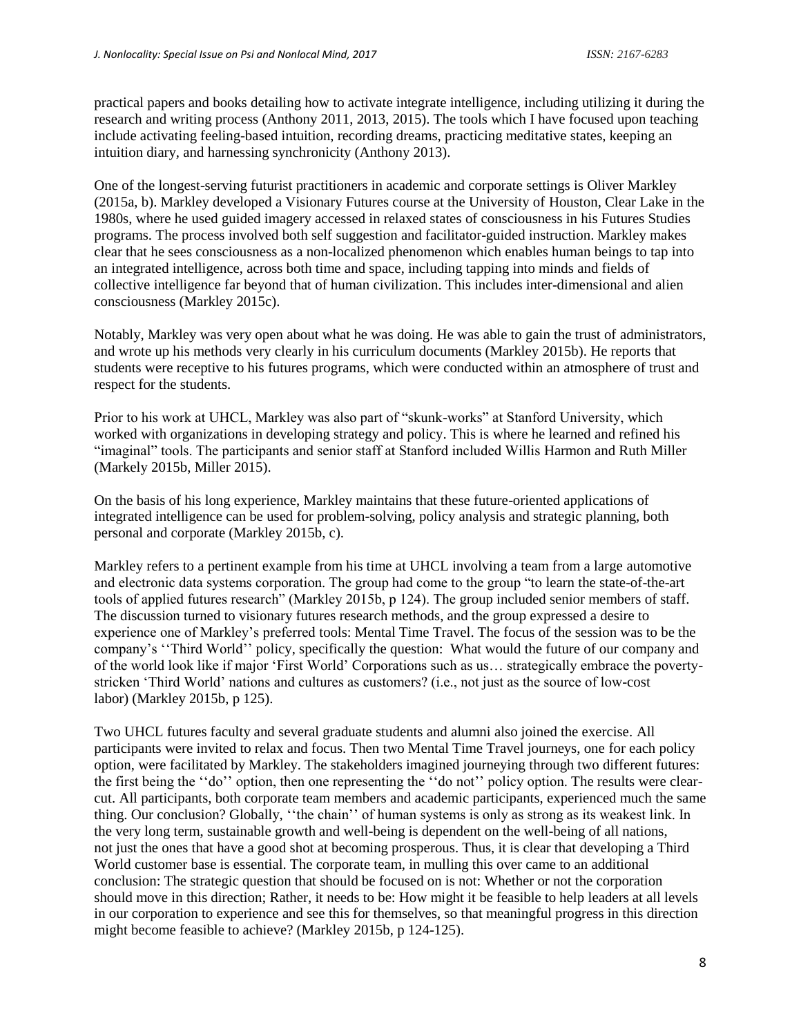practical papers and books detailing how to activate integrate intelligence, including utilizing it during the research and writing process (Anthony 2011, 2013, 2015). The tools which I have focused upon teaching include activating feeling-based intuition, recording dreams, practicing meditative states, keeping an intuition diary, and harnessing synchronicity (Anthony 2013).

One of the longest-serving futurist practitioners in academic and corporate settings is Oliver Markley (2015a, b). Markley developed a Visionary Futures course at the University of Houston, Clear Lake in the 1980s, where he used guided imagery accessed in relaxed states of consciousness in his Futures Studies programs. The process involved both self suggestion and facilitator-guided instruction. Markley makes clear that he sees consciousness as a non-localized phenomenon which enables human beings to tap into an integrated intelligence, across both time and space, including tapping into minds and fields of collective intelligence far beyond that of human civilization. This includes inter-dimensional and alien consciousness (Markley 2015c).

Notably, Markley was very open about what he was doing. He was able to gain the trust of administrators, and wrote up his methods very clearly in his curriculum documents (Markley 2015b). He reports that students were receptive to his futures programs, which were conducted within an atmosphere of trust and respect for the students.

Prior to his work at UHCL, Markley was also part of "skunk-works" at Stanford University, which worked with organizations in developing strategy and policy. This is where he learned and refined his "imaginal" tools. The participants and senior staff at Stanford included Willis Harmon and Ruth Miller (Markely 2015b, Miller 2015).

On the basis of his long experience, Markley maintains that these future-oriented applications of integrated intelligence can be used for problem-solving, policy analysis and strategic planning, both personal and corporate (Markley 2015b, c).

Markley refers to a pertinent example from his time at UHCL involving a team from a large automotive and electronic data systems corporation. The group had come to the group "to learn the state-of-the-art tools of applied futures research" (Markley 2015b, p 124). The group included senior members of staff. The discussion turned to visionary futures research methods, and the group expressed a desire to experience one of Markley's preferred tools: Mental Time Travel. The focus of the session was to be the company's ''Third World'' policy, specifically the question: What would the future of our company and of the world look like if major 'First World' Corporations such as us… strategically embrace the poverty-stricken 'Third World' nations and cultures as customers? (i.e., not just as the source of low-cost labor) (Markley 2015b, p 125).

Two UHCL futures faculty and several graduate students and alumni also joined the exercise. All participants were invited to relax and focus. Then two Mental Time Travel journeys, one for each policy option, were facilitated by Markley. The stakeholders imagined journeying through two different futures: the first being the ''do'' option, then one representing the ''do not'' policy option. The results were clear-cut. All participants, both corporate team members and academic participants, experienced much the same thing. Our conclusion? Globally, ''the chain'' of human systems is only as strong as its weakest link. In the very long term, sustainable growth and well-being is dependent on the well-being of all nations, not just the ones that have a good shot at becoming prosperous. Thus, it is clear that developing a Third World customer base is essential. The corporate team, in mulling this over came to an additional conclusion: The strategic question that should be focused on is not: Whether or not the corporation should move in this direction; Rather, it needs to be: How might it be feasible to help leaders at all levels in our corporation to experience and see this for themselves, so that meaningful progress in this direction might become feasible to achieve? (Markley 2015b, p 124-125).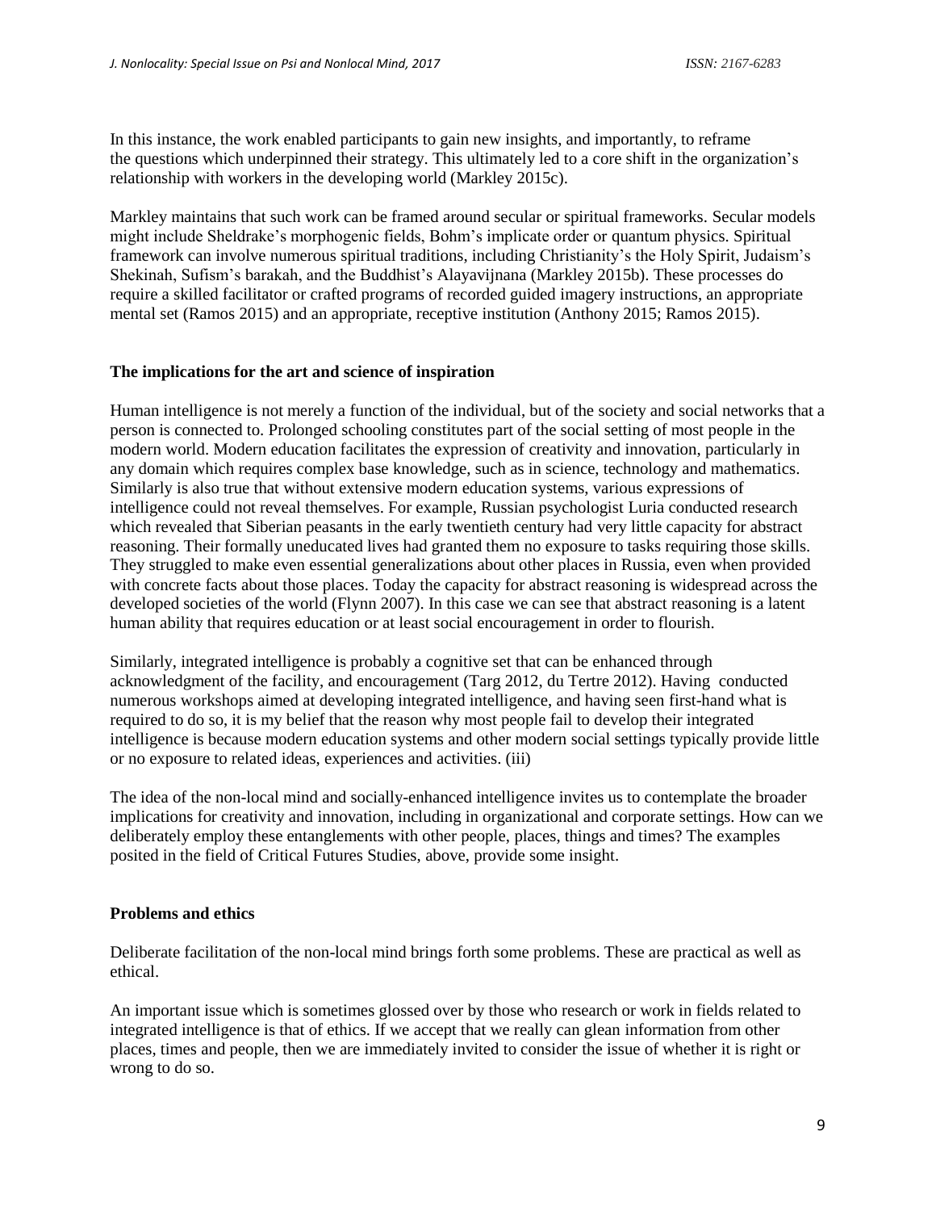In this instance, the work enabled participants to gain new insights, and importantly, to reframe the questions which underpinned their strategy. This ultimately led to a core shift in the organization's relationship with workers in the developing world (Markley 2015c).

Markley maintains that such work can be framed around secular or spiritual frameworks. Secular models might include Sheldrake's morphogenic fields, Bohm's implicate order or quantum physics. Spiritual framework can involve numerous spiritual traditions, including Christianity's the Holy Spirit, Judaism's Shekinah, Sufism's barakah, and the Buddhist's Alayavijnana (Markley 2015b). These processes do require a skilled facilitator or crafted programs of recorded guided imagery instructions, an appropriate mental set (Ramos 2015) and an appropriate, receptive institution (Anthony 2015; Ramos 2015).

## The implications for the art and science of inspiration

Human intelligence is not merely a function of the individual, but of the society and social networks that a person is connected to. Prolonged schooling constitutes part of the social setting of most people in the modern world. Modern education facilitates the expression of creativity and innovation, particularly in any domain which requires complex base knowledge, such as in science, technology and mathematics. Similarly is also true that without extensive modern education systems, various expressions of intelligence could not reveal themselves. For example, Russian psychologist Luria conducted research which revealed that Siberian peasants in the early twentieth century had very little capacity for abstract reasoning. Their formally uneducated lives had granted them no exposure to tasks requiring those skills. They struggled to make even essential generalizations about other places in Russia, even when provided with concrete facts about those places. Today the capacity for abstract reasoning is widespread across the developed societies of the world (Flynn 2007). In this case we can see that abstract reasoning is a latent human ability that requires education or at least social encouragement in order to flourish.

Similarly, integrated intelligence is probably a cognitive set that can be enhanced through acknowledgment of the facility, and encouragement (Targ 2012, du Tertre 2012). Having conducted numerous workshops aimed at developing integrated intelligence, and having seen first-hand what is required to do so, it is my belief that the reason why most people fail to develop their integrated intelligence is because modern education systems and other modern social settings typically provide little or no exposure to related ideas, experiences and activities. (iii)

The idea of the non-local mind and socially-enhanced intelligence invites us to contemplate the broader implications for creativity and innovation, including in organizational and corporate settings. How can we deliberately employ these entanglements with other people, places, things and times? The examples posited in the field of Critical Futures Studies, above, provide some insight.

## Problems and ethics

Deliberate facilitation of the non-local mind brings forth some problems. These are practical as well as ethical.

An important issue which is sometimes glossed over by those who research or work in fields related to integrated intelligence is that of ethics. If we accept that we really can glean information from other places, times and people, then we are immediately invited to consider the issue of whether it is right or wrong to do so.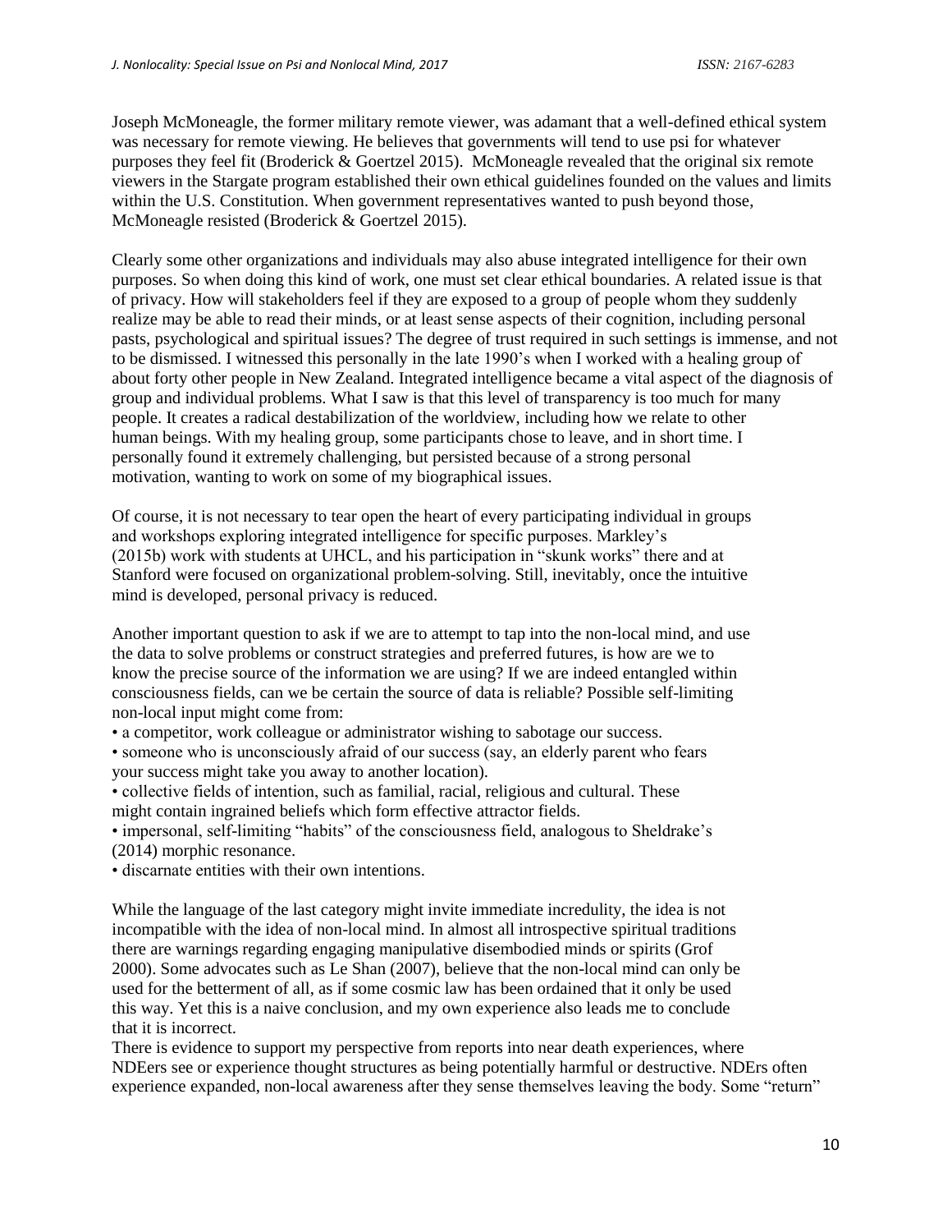Joseph McMoneagle, the former military remote viewer, was adamant that a well-defined ethical system was necessary for remote viewing. He believes that governments will tend to use psi for whatever purposes they feel fit (Broderick & Goertzel 2015). McMoneagle revealed that the original six remote viewers in the Stargate program established their own ethical guidelines founded on the values and limits within the U.S. Constitution. When government representatives wanted to push beyond those, McMoneagle resisted (Broderick & Goertzel 2015).

Clearly some other organizations and individuals may also abuse integrated intelligence for their own purposes. So when doing this kind of work, one must set clear ethical boundaries. A related issue is that of privacy. How will stakeholders feel if they are exposed to a group of people whom they suddenly realize may be able to read their minds, or at least sense aspects of their cognition, including personal pasts, psychological and spiritual issues? The degree of trust required in such settings is immense, and not to be dismissed. I witnessed this personally in the late 1990's when I worked with a healing group of about forty other people in New Zealand. Integrated intelligence became a vital aspect of the diagnosis of group and individual problems. What I saw is that this level of transparency is too much for many people. It creates a radical destabilization of the worldview, including how we relate to other human beings. With my healing group, some participants chose to leave, and in short time. I personally found it extremely challenging, but persisted because of a strong personal motivation, wanting to work on some of my biographical issues.

Of course, it is not necessary to tear open the heart of every participating individual in groups and workshops exploring integrated intelligence for specific purposes. Markley's (2015b) work with students at UHCL, and his participation in "skunk works" there and at Stanford were focused on organizational problem-solving. Still, inevitably, once the intuitive mind is developed, personal privacy is reduced.

Another important question to ask if we are to attempt to tap into the non-local mind, and use the data to solve problems or construct strategies and preferred futures, is how are we to know the precise source of the information we are using? If we are indeed entangled within consciousness fields, can we be certain the source of data is reliable? Possible self-limiting non-local input might come from:

- a competitor, work colleague or administrator wishing to sabotage our success.
- someone who is unconsciously afraid of our success (say, an elderly parent who fears your success might take you away to another location).
- collective fields of intention, such as familial, racial, religious and cultural. These might contain ingrained beliefs which form effective attractor fields.
- impersonal, self-limiting "habits" of the consciousness field, analogous to Sheldrake's (2014) morphic resonance.
- discarnate entities with their own intentions.

While the language of the last category might invite immediate incredulity, the idea is not incompatible with the idea of non-local mind. In almost all introspective spiritual traditions there are warnings regarding engaging manipulative disembodied minds or spirits (Grof 2000). Some advocates such as Le Shan (2007), believe that the non-local mind can only be used for the betterment of all, as if some cosmic law has been ordained that it only be used this way. Yet this is a naive conclusion, and my own experience also leads me to conclude that it is incorrect.

There is evidence to support my perspective from reports into near death experiences, where NDEers see or experience thought structures as being potentially harmful or destructive. NDErs often experience expanded, non-local awareness after they sense themselves leaving the body. Some "return"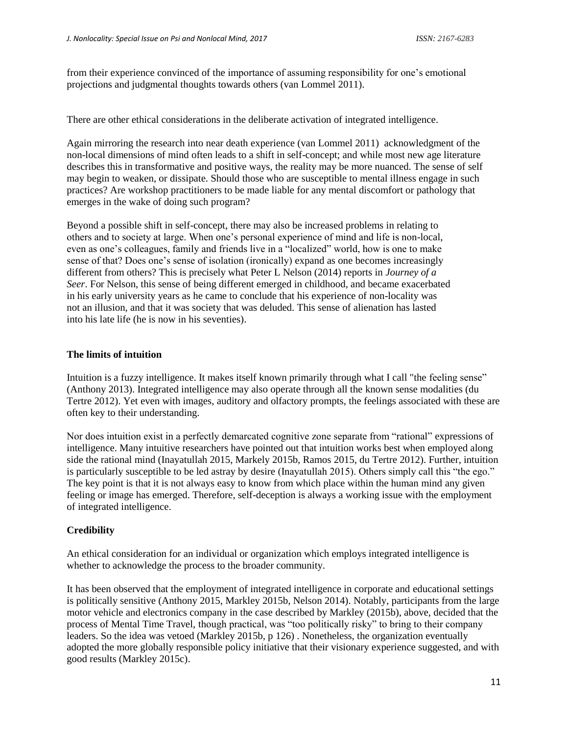from their experience convinced of the importance of assuming responsibility for one's emotional projections and judgmental thoughts towards others (van Lommel 2011).

There are other ethical considerations in the deliberate activation of integrated intelligence.

Again mirroring the research into near death experience (van Lommel 2011) acknowledgment of the non-local dimensions of mind often leads to a shift in self-concept; and while most new age literature describes this in transformative and positive ways, the reality may be more nuanced. The sense of self may begin to weaken, or dissipate. Should those who are susceptible to mental illness engage in such practices? Are workshop practitioners to be made liable for any mental discomfort or pathology that emerges in the wake of doing such program?

Beyond a possible shift in self-concept, there may also be increased problems in relating to others and to society at large. When one's personal experience of mind and life is non-local, even as one's colleagues, family and friends live in a "localized" world, how is one to make sense of that? Does one's sense of isolation (ironically) expand as one becomes increasingly different from others? This is precisely what Peter L Nelson (2014) reports in *Journey of a Seer*. For Nelson, this sense of being different emerged in childhood, and became exacerbated in his early university years as he came to conclude that his experience of non-locality was not an illusion, and that it was society that was deluded. This sense of alienation has lasted into his late life (he is now in his seventies).

**The limits of intuition**

Intuition is a fuzzy intelligence. It makes itself known primarily through what I call "the feeling sense" (Anthony 2013). Integrated intelligence may also operate through all the known sense modalities (du Tertre 2012). Yet even with images, auditory and olfactory prompts, the feelings associated with these are often key to their understanding.

Nor does intuition exist in a perfectly demarcated cognitive zone separate from "rational" expressions of intelligence. Many intuitive researchers have pointed out that intuition works best when employed along side the rational mind (Inayatullah 2015, Markely 2015b, Ramos 2015, du Tertre 2012). Further, intuition is particularly susceptible to be led astray by desire (Inayatullah 2015). Others simply call this "the ego." The key point is that it is not always easy to know from which place within the human mind any given feeling or image has emerged. Therefore, self-deception is always a working issue with the employment of integrated intelligence.

**Credibility**

An ethical consideration for an individual or organization which employs integrated intelligence is whether to acknowledge the process to the broader community.

It has been observed that the employment of integrated intelligence in corporate and educational settings is politically sensitive (Anthony 2015, Markley 2015b, Nelson 2014). Notably, participants from the large motor vehicle and electronics company in the case described by Markley (2015b), above, decided that the process of Mental Time Travel, though practical, was "too politically risky" to bring to their company leaders. So the idea was vetoed (Markley 2015b, p 126) . Nonetheless, the organization eventually adopted the more globally responsible policy initiative that their visionary experience suggested, and with good results (Markley 2015c).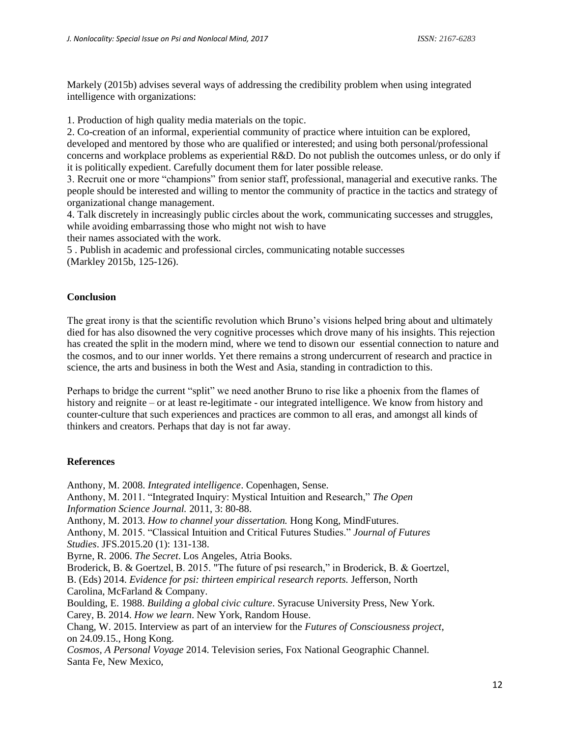Markely (2015b) advises several ways of addressing the credibility problem when using integrated intelligence with organizations:

1. Production of high quality media materials on the topic.
2. Co-creation of an informal, experiential community of practice where intuition can be explored, developed and mentored by those who are qualified or interested; and using both personal/professional concerns and workplace problems as experiential R&D. Do not publish the outcomes unless, or do only if it is politically expedient. Carefully document them for later possible release.
3. Recruit one or more "champions" from senior staff, professional, managerial and executive ranks. The people should be interested and willing to mentor the community of practice in the tactics and strategy of organizational change management.
4. Talk discretely in increasingly public circles about the work, communicating successes and struggles, while avoiding embarrassing those who might not wish to have their names associated with the work.
5 . Publish in academic and professional circles, communicating notable successes (Markley 2015b, 125-126).

**Conclusion**

The great irony is that the scientific revolution which Bruno's visions helped bring about and ultimately died for has also disowned the very cognitive processes which drove many of his insights. This rejection has created the split in the modern mind, where we tend to disown our essential connection to nature and the cosmos, and to our inner worlds. Yet there remains a strong undercurrent of research and practice in science, the arts and business in both the West and Asia, standing in contradiction to this.

Perhaps to bridge the current "split" we need another Bruno to rise like a phoenix from the flames of history and reignite – or at least re-legitimate - our integrated intelligence. We know from history and counter-culture that such experiences and practices are common to all eras, and amongst all kinds of thinkers and creators. Perhaps that day is not far away.

**References**

Anthony, M. 2008. *Integrated intelligence*. Copenhagen, Sense.
Anthony, M. 2011. "Integrated Inquiry: Mystical Intuition and Research," *The Open Information Science Journal.* 2011, 3: 80-88.
Anthony, M. 2013. *How to channel your dissertation.* Hong Kong, MindFutures.
Anthony, M. 2015. "Classical Intuition and Critical Futures Studies." *Journal of Futures Studies*. JFS.2015.20 (1): 131-138.
Byrne, R. 2006. *The Secret*. Los Angeles, Atria Books.
Broderick, B. & Goertzel, B. 2015. "The future of psi research," in Broderick, B. & Goertzel, B. (Eds) 2014. *Evidence for psi: thirteen empirical research reports.* Jefferson, North Carolina, McFarland & Company.
Boulding, E. 1988. *Building a global civic culture*. Syracuse University Press, New York.
Carey, B. 2014. *How we learn*. New York, Random House.
Chang, W. 2015. Interview as part of an interview for the *Futures of Consciousness project*, on 24.09.15., Hong Kong.
*Cosmos, A Personal Voyage* 2014. Television series, Fox National Geographic Channel. Santa Fe, New Mexico,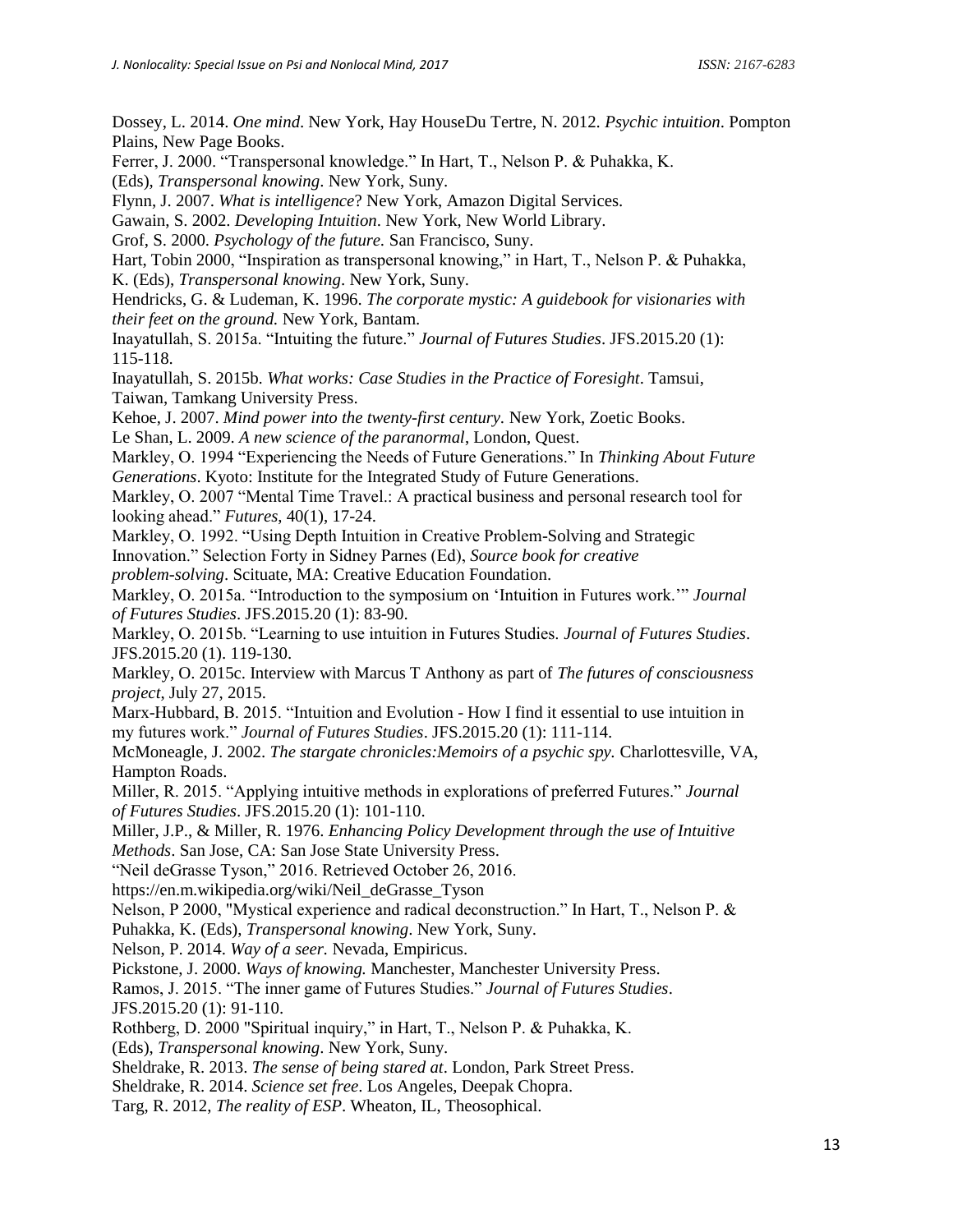Dossey, L. 2014. *One mind*. New York, Hay HouseDu Tertre, N. 2012. *Psychic intuition*. Pompton Plains, New Page Books.

Ferrer, J. 2000. "Transpersonal knowledge." In Hart, T., Nelson P. & Puhakka, K. (Eds), *Transpersonal knowing*. New York, Suny.

Flynn, J. 2007. *What is intelligence*? New York, Amazon Digital Services.

Gawain, S. 2002. *Developing Intuition*. New York, New World Library.

Grof, S. 2000. *Psychology of the future.* San Francisco, Suny.

Hart, Tobin 2000, "Inspiration as transpersonal knowing," in Hart, T., Nelson P. & Puhakka, K. (Eds), *Transpersonal knowing*. New York, Suny.

Hendricks, G. & Ludeman, K. 1996. *The corporate mystic: A guidebook for visionaries with their feet on the ground.* New York, Bantam.

Inayatullah, S. 2015a. "Intuiting the future." *Journal of Futures Studies*. JFS.2015.20 (1): 115-118.

Inayatullah, S. 2015b. *What works: Case Studies in the Practice of Foresight*. Tamsui, Taiwan, Tamkang University Press.

Kehoe, J. 2007. *Mind power into the twenty-first century*. New York, Zoetic Books.

Le Shan, L. 2009. *A new science of the paranormal*, London, Quest.

Markley, O. 1994 "Experiencing the Needs of Future Generations." In *Thinking About Future Generations*. Kyoto: Institute for the Integrated Study of Future Generations.

Markley, O. 2007 "Mental Time Travel.: A practical business and personal research tool for looking ahead." *Futures*, 40(1), 17-24.

Markley, O. 1992. "Using Depth Intuition in Creative Problem-Solving and Strategic Innovation." Selection Forty in Sidney Parnes (Ed), *Source book for creative problem-solving*. Scituate, MA: Creative Education Foundation.

Markley, O. 2015a. "Introduction to the symposium on 'Intuition in Futures work.'" *Journal of Futures Studies*. JFS.2015.20 (1): 83-90.

Markley, O. 2015b. "Learning to use intuition in Futures Studies. *Journal of Futures Studies*. JFS.2015.20 (1). 119-130.

Markley, O. 2015c. Interview with Marcus T Anthony as part of *The futures of consciousness project*, July 27, 2015.

Marx-Hubbard, B. 2015. "Intuition and Evolution - How I find it essential to use intuition in my futures work." *Journal of Futures Studies*. JFS.2015.20 (1): 111-114.

McMoneagle, J. 2002. *The stargate chronicles:Memoirs of a psychic spy.* Charlottesville, VA, Hampton Roads.

Miller, R. 2015. "Applying intuitive methods in explorations of preferred Futures." *Journal of Futures Studies*. JFS.2015.20 (1): 101-110.

Miller, J.P., & Miller, R. 1976. *Enhancing Policy Development through the use of Intuitive Methods*. San Jose, CA: San Jose State University Press.

"Neil deGrasse Tyson," 2016. Retrieved October 26, 2016. https://en.m.wikipedia.org/wiki/Neil_deGrasse_Tyson

Nelson, P 2000, "Mystical experience and radical deconstruction." In Hart, T., Nelson P. & Puhakka, K. (Eds), *Transpersonal knowing*. New York, Suny.

Nelson, P. 2014. *Way of a seer.* Nevada, Empiricus.

Pickstone, J. 2000. *Ways of knowing.* Manchester, Manchester University Press.

Ramos, J. 2015. "The inner game of Futures Studies." *Journal of Futures Studies*. JFS.2015.20 (1): 91-110.

Rothberg, D. 2000 "Spiritual inquiry," in Hart, T., Nelson P. & Puhakka, K. (Eds), *Transpersonal knowing*. New York, Suny.

Sheldrake, R. 2013. *The sense of being stared at*. London, Park Street Press.

Sheldrake, R. 2014. *Science set free*. Los Angeles, Deepak Chopra.

Targ, R. 2012, *The reality of ESP*. Wheaton, IL, Theosophical.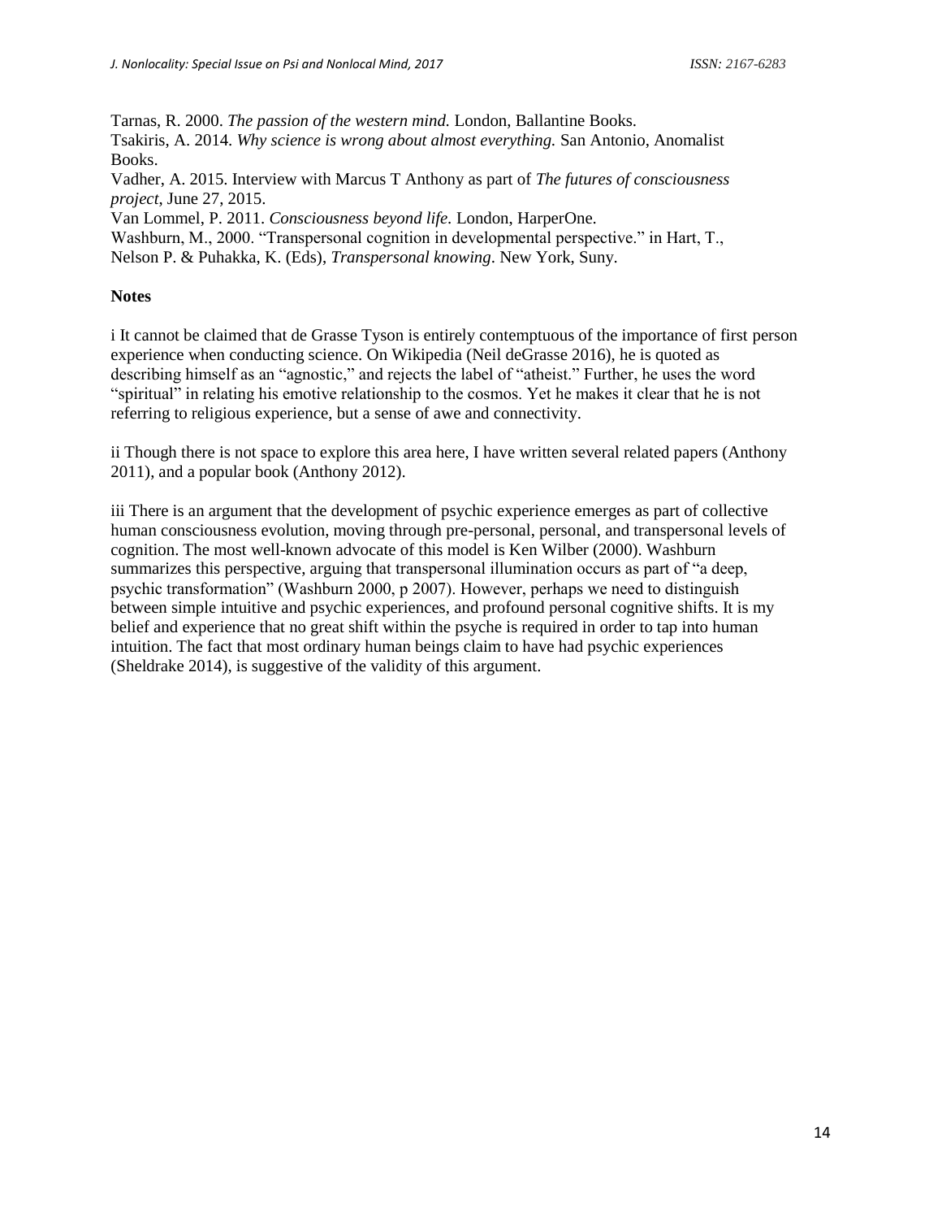Tarnas, R. 2000. *The passion of the western mind.* London, Ballantine Books.
Tsakiris, A. 2014. *Why science is wrong about almost everything.* San Antonio, Anomalist Books.
Vadher, A. 2015. Interview with Marcus T Anthony as part of *The futures of consciousness project*, June 27, 2015.
Van Lommel, P. 2011. *Consciousness beyond life.* London, HarperOne.
Washburn, M., 2000. "Transpersonal cognition in developmental perspective." in Hart, T., Nelson P. & Puhakka, K. (Eds), *Transpersonal knowing*. New York, Suny.

**Notes**

i It cannot be claimed that de Grasse Tyson is entirely contemptuous of the importance of first person experience when conducting science. On Wikipedia (Neil deGrasse 2016), he is quoted as describing himself as an "agnostic," and rejects the label of "atheist." Further, he uses the word "spiritual" in relating his emotive relationship to the cosmos. Yet he makes it clear that he is not referring to religious experience, but a sense of awe and connectivity.

ii Though there is not space to explore this area here, I have written several related papers (Anthony 2011), and a popular book (Anthony 2012).

iii There is an argument that the development of psychic experience emerges as part of collective human consciousness evolution, moving through pre-personal, personal, and transpersonal levels of cognition. The most well-known advocate of this model is Ken Wilber (2000). Washburn summarizes this perspective, arguing that transpersonal illumination occurs as part of "a deep, psychic transformation" (Washburn 2000, p 2007). However, perhaps we need to distinguish between simple intuitive and psychic experiences, and profound personal cognitive shifts. It is my belief and experience that no great shift within the psyche is required in order to tap into human intuition. The fact that most ordinary human beings claim to have had psychic experiences (Sheldrake 2014), is suggestive of the validity of this argument.